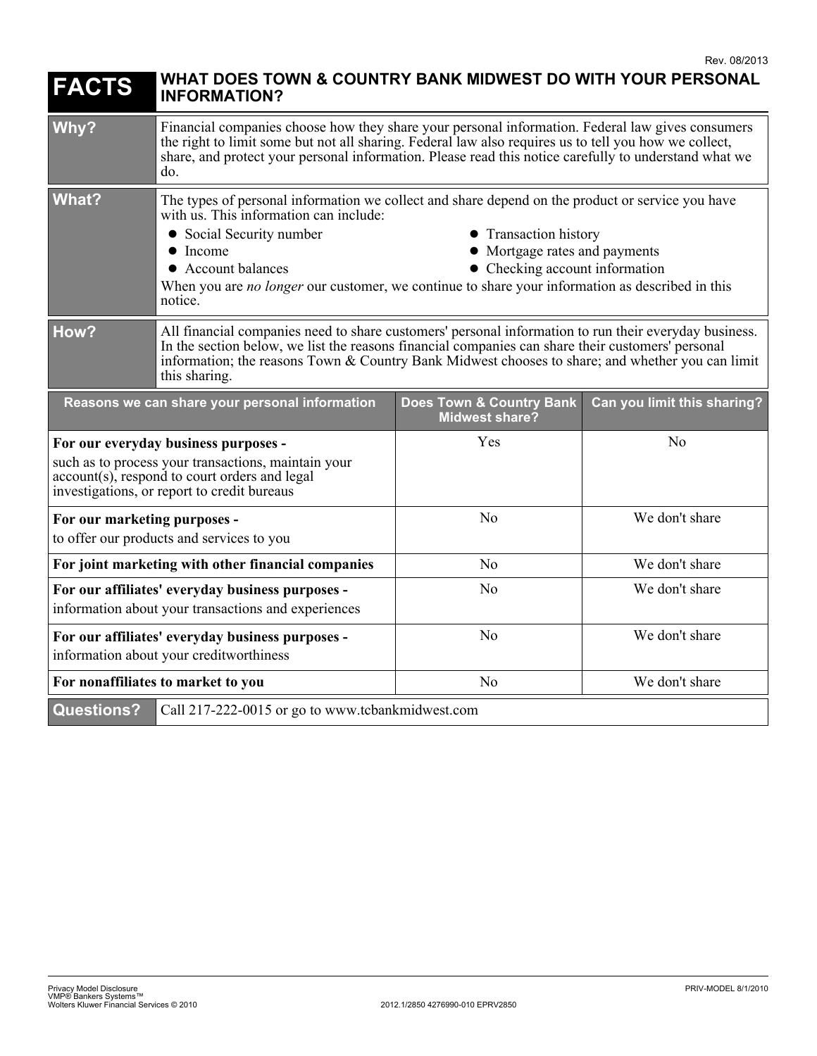Rev. 08/2013

# FACTS — WHAT DOES TOWN & COUNTRY BANK MIDWEST DO WITH YOUR PERSONAL INFORMATION?

**Why?**

Financial companies choose how they share your personal information. Federal law gives consumers the right to limit some but not all sharing. Federal law also requires us to tell you how we collect, share, and protect your personal information. Please read this notice carefully to understand what we do.

**What?**

The types of personal information we collect and share depend on the product or service you have with us. This information can include:

- Social Security number
- Income
- Account balances
- Transaction history
- Mortgage rates and payments
- Checking account information

When you are *no longer* our customer, we continue to share your information as described in this notice.

**How?**

All financial companies need to share customers' personal information to run their everyday business. In the section below, we list the reasons financial companies can share their customers' personal information; the reasons Town & Country Bank Midwest chooses to share; and whether you can limit this sharing.

| Reasons we can share your personal information | Does Town & Country Bank Midwest share? | Can you limit this sharing? |
|---|---|---|
| **For our everyday business purposes -** such as to process your transactions, maintain your account(s), respond to court orders and legal investigations, or report to credit bureaus | Yes | No |
| **For our marketing purposes -** to offer our products and services to you | No | We don't share |
| **For joint marketing with other financial companies** | No | We don't share |
| **For our affiliates' everyday business purposes -** information about your transactions and experiences | No | We don't share |
| **For our affiliates' everyday business purposes -** information about your creditworthiness | No | We don't share |
| **For nonaffiliates to market to you** | No | We don't share |

**Questions?** Call 217-222-0015 or go to www.tcbankmidwest.com

Privacy Model Disclosure
VMP® Bankers Systems™
Wolters Kluwer Financial Services © 2010

2012.1/2850 4276990-010 EPRV2850

PRIV-MODEL 8/1/2010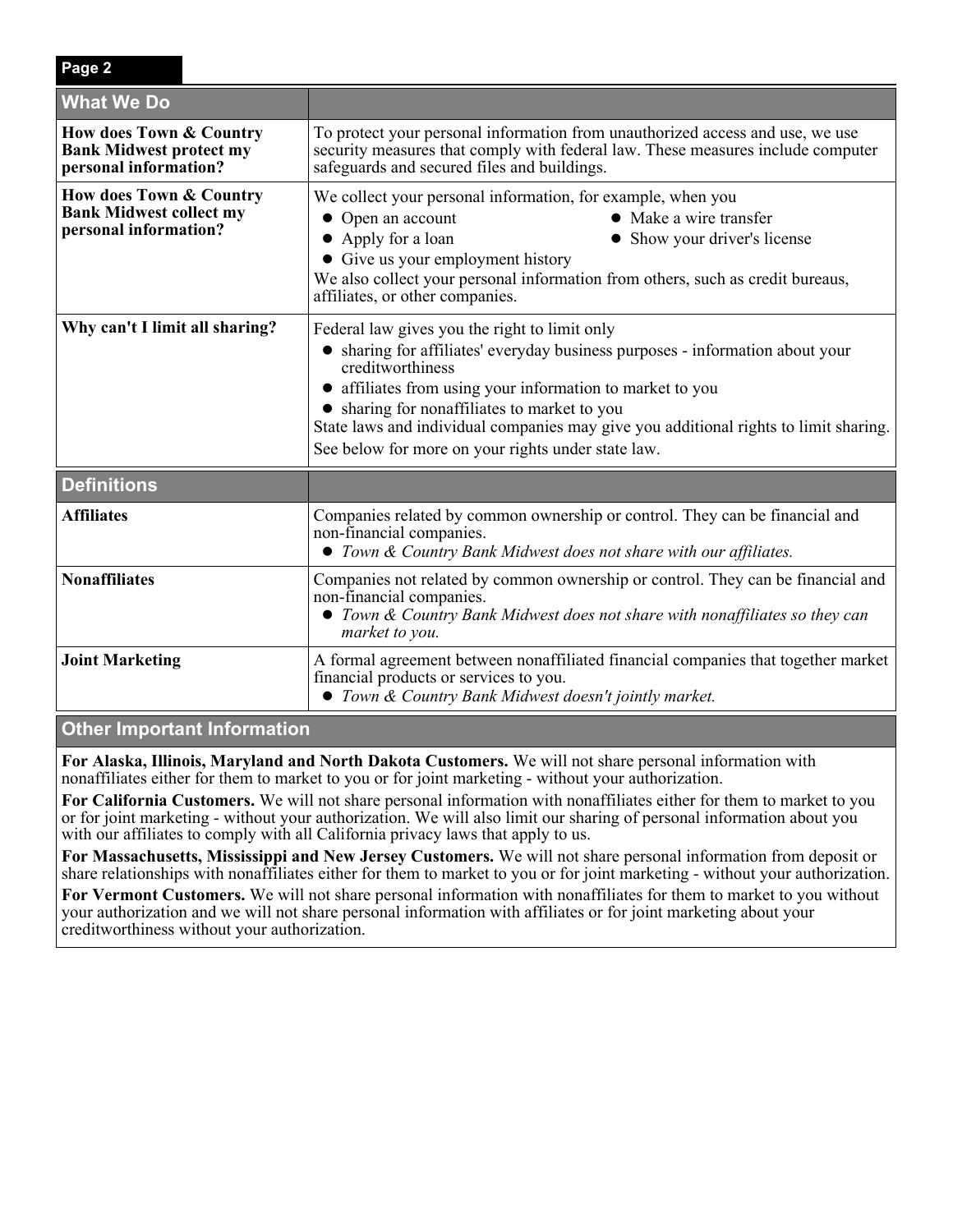| What We Do | |
|---|---|
| **How does Town & Country Bank Midwest protect my personal information?** | To protect your personal information from unauthorized access and use, we use security measures that comply with federal law. These measures include computer safeguards and secured files and buildings. |
| **How does Town & Country Bank Midwest collect my personal information?** | We collect your personal information, for example, when you<br>• Open an account<br>• Make a wire transfer<br>• Apply for a loan<br>• Show your driver's license<br>• Give us your employment history<br>We also collect your personal information from others, such as credit bureaus, affiliates, or other companies. |
| **Why can't I limit all sharing?** | Federal law gives you the right to limit only<br>• sharing for affiliates' everyday business purposes - information about your creditworthiness<br>• affiliates from using your information to market to you<br>• sharing for nonaffiliates to market to you<br>State laws and individual companies may give you additional rights to limit sharing.<br>See below for more on your rights under state law. |

| Definitions | |
|---|---|
| **Affiliates** | Companies related by common ownership or control. They can be financial and non-financial companies.<br>• *Town & Country Bank Midwest does not share with our affiliates.* |
| **Nonaffiliates** | Companies not related by common ownership or control. They can be financial and non-financial companies.<br>• *Town & Country Bank Midwest does not share with nonaffiliates so they can market to you.* |
| **Joint Marketing** | A formal agreement between nonaffiliated financial companies that together market financial products or services to you.<br>• *Town & Country Bank Midwest doesn't jointly market.* |

## Other Important Information

**For Alaska, Illinois, Maryland and North Dakota Customers.** We will not share personal information with nonaffiliates either for them to market to you or for joint marketing - without your authorization.

**For California Customers.** We will not share personal information with nonaffiliates either for them to market to you or for joint marketing - without your authorization. We will also limit our sharing of personal information about you with our affiliates to comply with all California privacy laws that apply to us.

**For Massachusetts, Mississippi and New Jersey Customers.** We will not share personal information from deposit or share relationships with nonaffiliates either for them to market to you or for joint marketing - without your authorization.

**For Vermont Customers.** We will not share personal information with nonaffiliates for them to market to you without your authorization and we will not share personal information with affiliates or for joint marketing about your creditworthiness without your authorization.